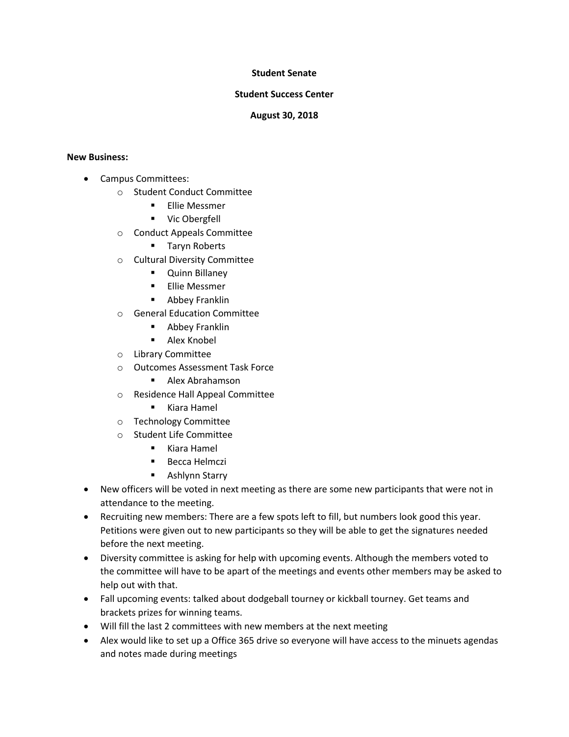**Student Senate**

**Student Success Center**

**August 30, 2018**

**New Business:**

- Campus Committees:
  - Student Conduct Committee
    - Ellie Messmer
    - Vic Obergfell
  - Conduct Appeals Committee
    - Taryn Roberts
  - Cultural Diversity Committee
    - Quinn Billaney
    - Ellie Messmer
    - Abbey Franklin
  - General Education Committee
    - Abbey Franklin
    - Alex Knobel
  - Library Committee
  - Outcomes Assessment Task Force
    - Alex Abrahamson
  - Residence Hall Appeal Committee
    - Kiara Hamel
  - Technology Committee
  - Student Life Committee
    - Kiara Hamel
    - Becca Helmczi
    - Ashlynn Starry
- New officers will be voted in next meeting as there are some new participants that were not in attendance to the meeting.
- Recruiting new members: There are a few spots left to fill, but numbers look good this year. Petitions were given out to new participants so they will be able to get the signatures needed before the next meeting.
- Diversity committee is asking for help with upcoming events. Although the members voted to the committee will have to be apart of the meetings and events other members may be asked to help out with that.
- Fall upcoming events: talked about dodgeball tourney or kickball tourney. Get teams and brackets prizes for winning teams.
- Will fill the last 2 committees with new members at the next meeting
- Alex would like to set up a Office 365 drive so everyone will have access to the minuets agendas and notes made during meetings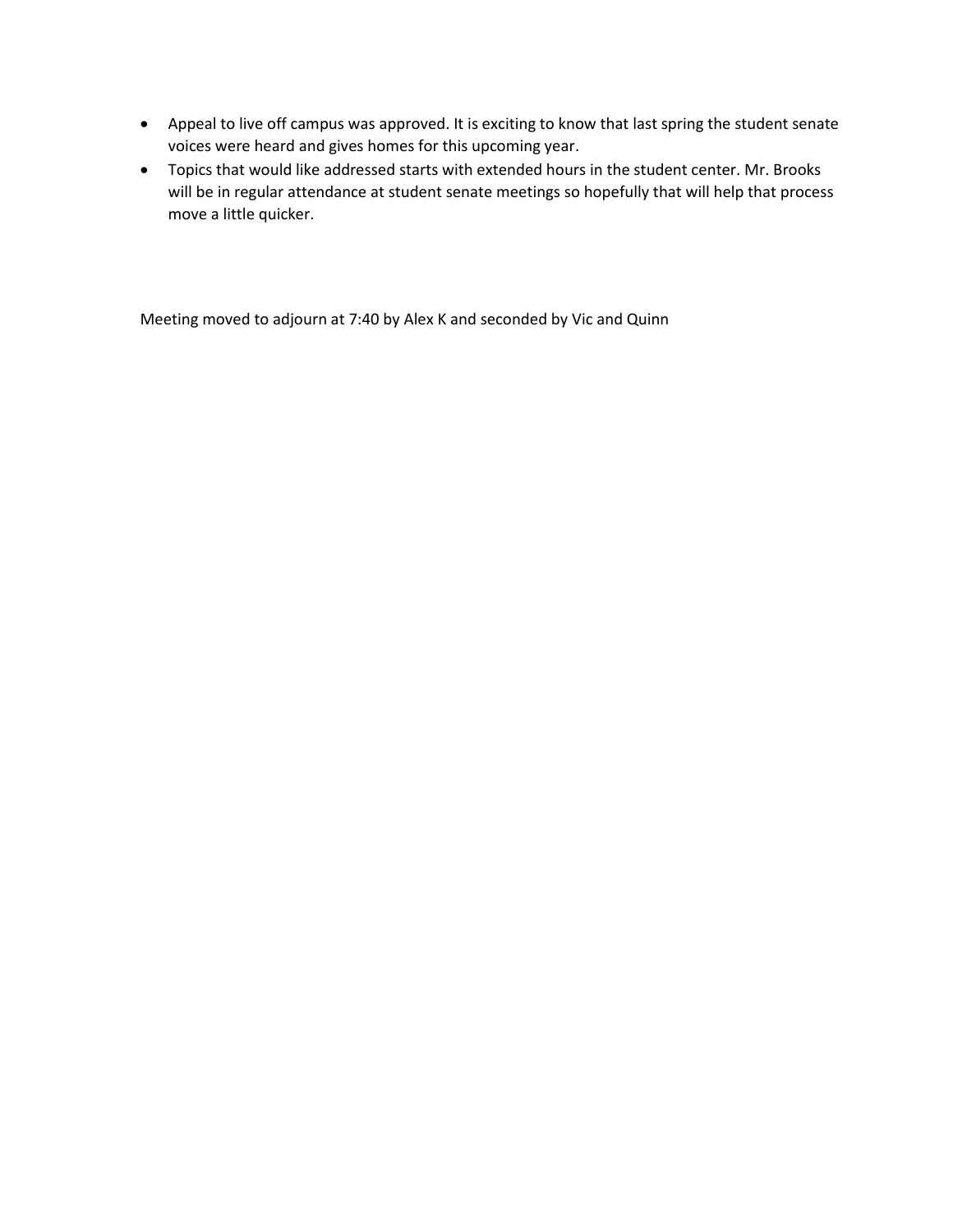- Appeal to live off campus was approved. It is exciting to know that last spring the student senate voices were heard and gives homes for this upcoming year.
- Topics that would like addressed starts with extended hours in the student center. Mr. Brooks will be in regular attendance at student senate meetings so hopefully that will help that process move a little quicker.

Meeting moved to adjourn at 7:40 by Alex K and seconded by Vic and Quinn